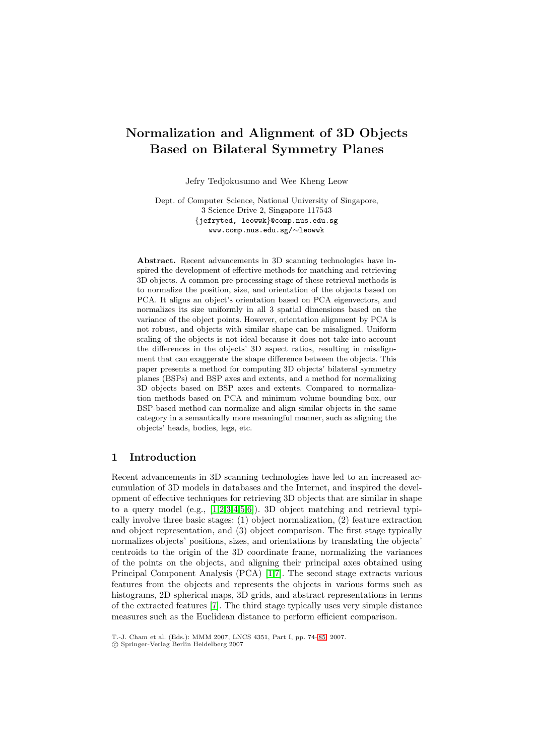# Normalization and Alignment of 3D Objects Based on Bilateral Symmetry Planes

Jefry Tedjokusumo and Wee Kheng Leow

Dept. of Computer Science, National University of Singapore,
3 Science Drive 2, Singapore 117543
{jefryted, leowwk}@comp.nus.edu.sg
www.comp.nus.edu.sg/∼leowwk

**Abstract.** Recent advancements in 3D scanning technologies have inspired the development of effective methods for matching and retrieving 3D objects. A common pre-processing stage of these retrieval methods is to normalize the position, size, and orientation of the objects based on PCA. It aligns an object's orientation based on PCA eigenvectors, and normalizes its size uniformly in all 3 spatial dimensions based on the variance of the object points. However, orientation alignment by PCA is not robust, and objects with similar shape can be misaligned. Uniform scaling of the objects is not ideal because it does not take into account the differences in the objects' 3D aspect ratios, resulting in misalignment that can exaggerate the shape difference between the objects. This paper presents a method for computing 3D objects' bilateral symmetry planes (BSPs) and BSP axes and extents, and a method for normalizing 3D objects based on BSP axes and extents. Compared to normalization methods based on PCA and minimum volume bounding box, our BSP-based method can normalize and align similar objects in the same category in a semantically more meaningful manner, such as aligning the objects' heads, bodies, legs, etc.

## 1 Introduction

Recent advancements in 3D scanning technologies have led to an increased accumulation of 3D models in databases and the Internet, and inspired the development of effective techniques for retrieving 3D objects that are similar in shape to a query model (e.g., [1,2,3,4,5,6]). 3D object matching and retrieval typically involve three basic stages: (1) object normalization, (2) feature extraction and object representation, and (3) object comparison. The first stage typically normalizes objects' positions, sizes, and orientations by translating the objects' centroids to the origin of the 3D coordinate frame, normalizing the variances of the points on the objects, and aligning their principal axes obtained using Principal Component Analysis (PCA) [1,7]. The second stage extracts various features from the objects and represents the objects in various forms such as histograms, 2D spherical maps, 3D grids, and abstract representations in terms of the extracted features [7]. The third stage typically uses very simple distance measures such as the Euclidean distance to perform efficient comparison.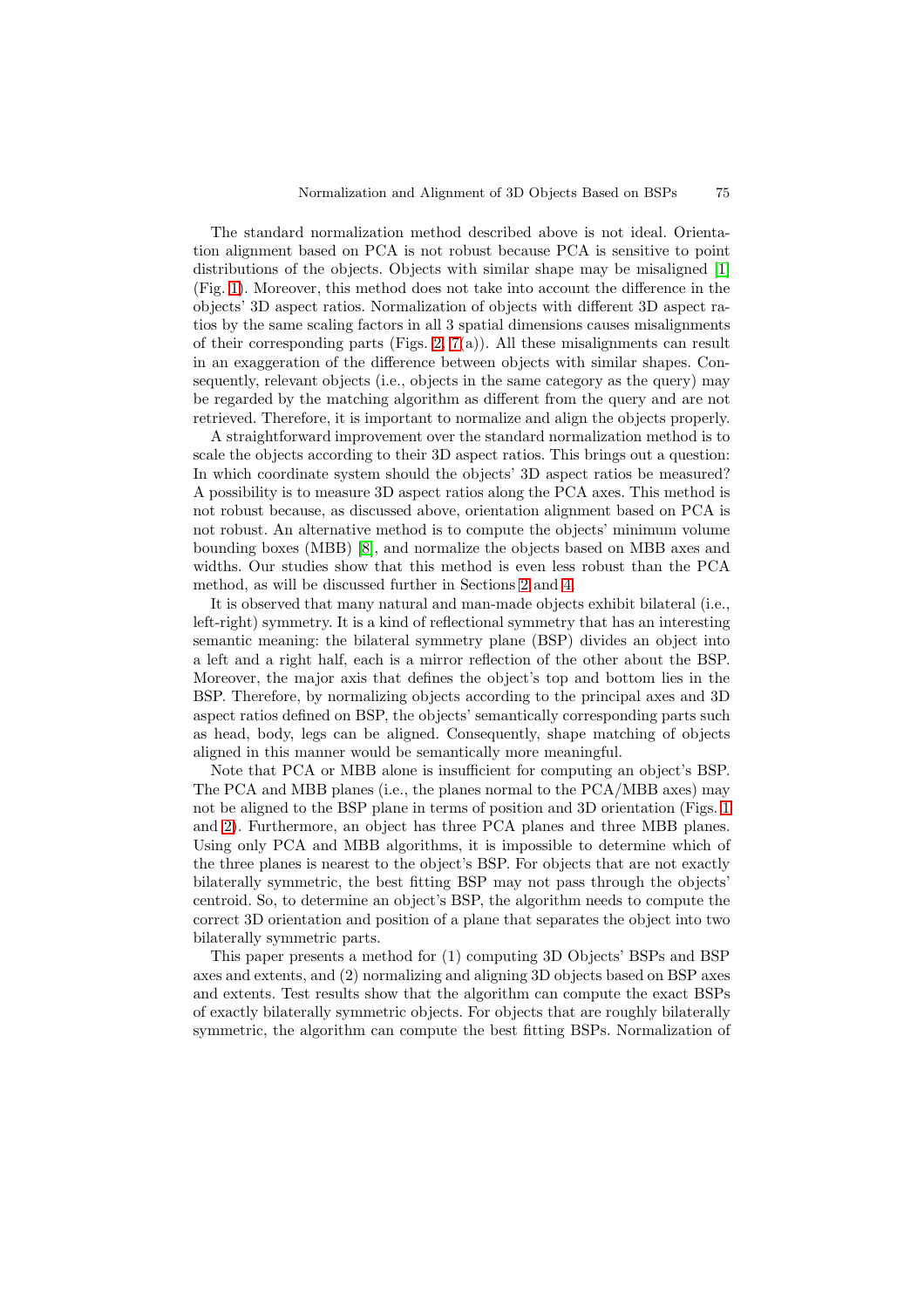The standard normalization method described above is not ideal. Orientation alignment based on PCA is not robust because PCA is sensitive to point distributions of the objects. Objects with similar shape may be misaligned [1] (Fig. 1). Moreover, this method does not take into account the difference in the objects' 3D aspect ratios. Normalization of objects with different 3D aspect ratios by the same scaling factors in all 3 spatial dimensions causes misalignments of their corresponding parts (Figs. 2, 7(a)). All these misalignments can result in an exaggeration of the difference between objects with similar shapes. Consequently, relevant objects (i.e., objects in the same category as the query) may be regarded by the matching algorithm as different from the query and are not retrieved. Therefore, it is important to normalize and align the objects properly.

A straightforward improvement over the standard normalization method is to scale the objects according to their 3D aspect ratios. This brings out a question: In which coordinate system should the objects' 3D aspect ratios be measured? A possibility is to measure 3D aspect ratios along the PCA axes. This method is not robust because, as discussed above, orientation alignment based on PCA is not robust. An alternative method is to compute the objects' minimum volume bounding boxes (MBB) [8], and normalize the objects based on MBB axes and widths. Our studies show that this method is even less robust than the PCA method, as will be discussed further in Sections 2 and 4.

It is observed that many natural and man-made objects exhibit bilateral (i.e., left-right) symmetry. It is a kind of reflectional symmetry that has an interesting semantic meaning: the bilateral symmetry plane (BSP) divides an object into a left and a right half, each is a mirror reflection of the other about the BSP. Moreover, the major axis that defines the object's top and bottom lies in the BSP. Therefore, by normalizing objects according to the principal axes and 3D aspect ratios defined on BSP, the objects' semantically corresponding parts such as head, body, legs can be aligned. Consequently, shape matching of objects aligned in this manner would be semantically more meaningful.

Note that PCA or MBB alone is insufficient for computing an object's BSP. The PCA and MBB planes (i.e., the planes normal to the PCA/MBB axes) may not be aligned to the BSP plane in terms of position and 3D orientation (Figs. 1 and 2). Furthermore, an object has three PCA planes and three MBB planes. Using only PCA and MBB algorithms, it is impossible to determine which of the three planes is nearest to the object's BSP. For objects that are not exactly bilaterally symmetric, the best fitting BSP may not pass through the objects' centroid. So, to determine an object's BSP, the algorithm needs to compute the correct 3D orientation and position of a plane that separates the object into two bilaterally symmetric parts.

This paper presents a method for (1) computing 3D Objects' BSPs and BSP axes and extents, and (2) normalizing and aligning 3D objects based on BSP axes and extents. Test results show that the algorithm can compute the exact BSPs of exactly bilaterally symmetric objects. For objects that are roughly bilaterally symmetric, the algorithm can compute the best fitting BSPs. Normalization of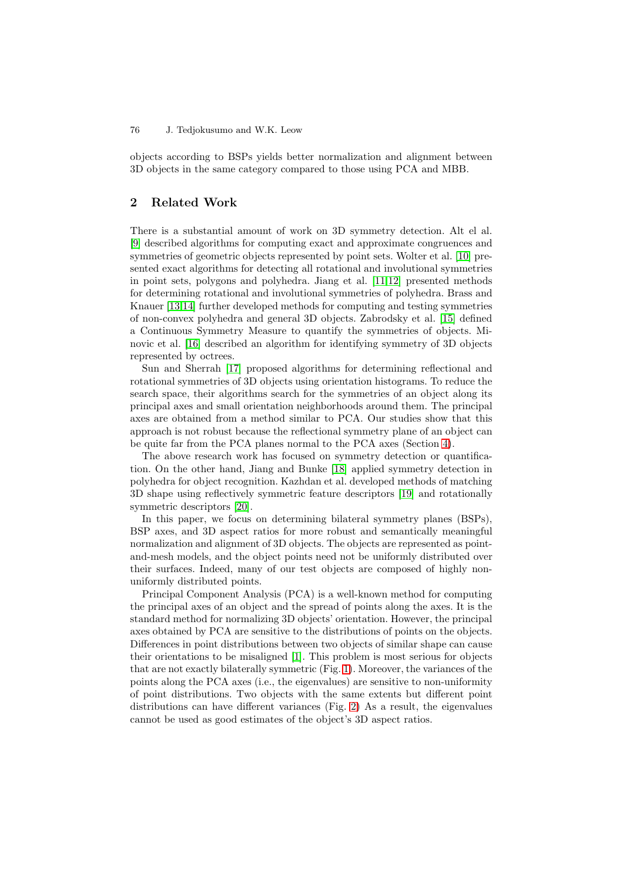objects according to BSPs yields better normalization and alignment between 3D objects in the same category compared to those using PCA and MBB.

## 2 Related Work

There is a substantial amount of work on 3D symmetry detection. Alt el al. [9] described algorithms for computing exact and approximate congruences and symmetries of geometric objects represented by point sets. Wolter et al. [10] presented exact algorithms for detecting all rotational and involutional symmetries in point sets, polygons and polyhedra. Jiang et al. [11,12] presented methods for determining rotational and involutional symmetries of polyhedra. Brass and Knauer [13,14] further developed methods for computing and testing symmetries of non-convex polyhedra and general 3D objects. Zabrodsky et al. [15] defined a Continuous Symmetry Measure to quantify the symmetries of objects. Minovic et al. [16] described an algorithm for identifying symmetry of 3D objects represented by octrees.

Sun and Sherrah [17] proposed algorithms for determining reflectional and rotational symmetries of 3D objects using orientation histograms. To reduce the search space, their algorithms search for the symmetries of an object along its principal axes and small orientation neighborhoods around them. The principal axes are obtained from a method similar to PCA. Our studies show that this approach is not robust because the reflectional symmetry plane of an object can be quite far from the PCA planes normal to the PCA axes (Section 4).

The above research work has focused on symmetry detection or quantification. On the other hand, Jiang and Bunke [18] applied symmetry detection in polyhedra for object recognition. Kazhdan et al. developed methods of matching 3D shape using reflectively symmetric feature descriptors [19] and rotationally symmetric descriptors [20].

In this paper, we focus on determining bilateral symmetry planes (BSPs), BSP axes, and 3D aspect ratios for more robust and semantically meaningful normalization and alignment of 3D objects. The objects are represented as point-and-mesh models, and the object points need not be uniformly distributed over their surfaces. Indeed, many of our test objects are composed of highly non-uniformly distributed points.

Principal Component Analysis (PCA) is a well-known method for computing the principal axes of an object and the spread of points along the axes. It is the standard method for normalizing 3D objects' orientation. However, the principal axes obtained by PCA are sensitive to the distributions of points on the objects. Differences in point distributions between two objects of similar shape can cause their orientations to be misaligned [1]. This problem is most serious for objects that are not exactly bilaterally symmetric (Fig. 1). Moreover, the variances of the points along the PCA axes (i.e., the eigenvalues) are sensitive to non-uniformity of point distributions. Two objects with the same extents but different point distributions can have different variances (Fig. 2) As a result, the eigenvalues cannot be used as good estimates of the object's 3D aspect ratios.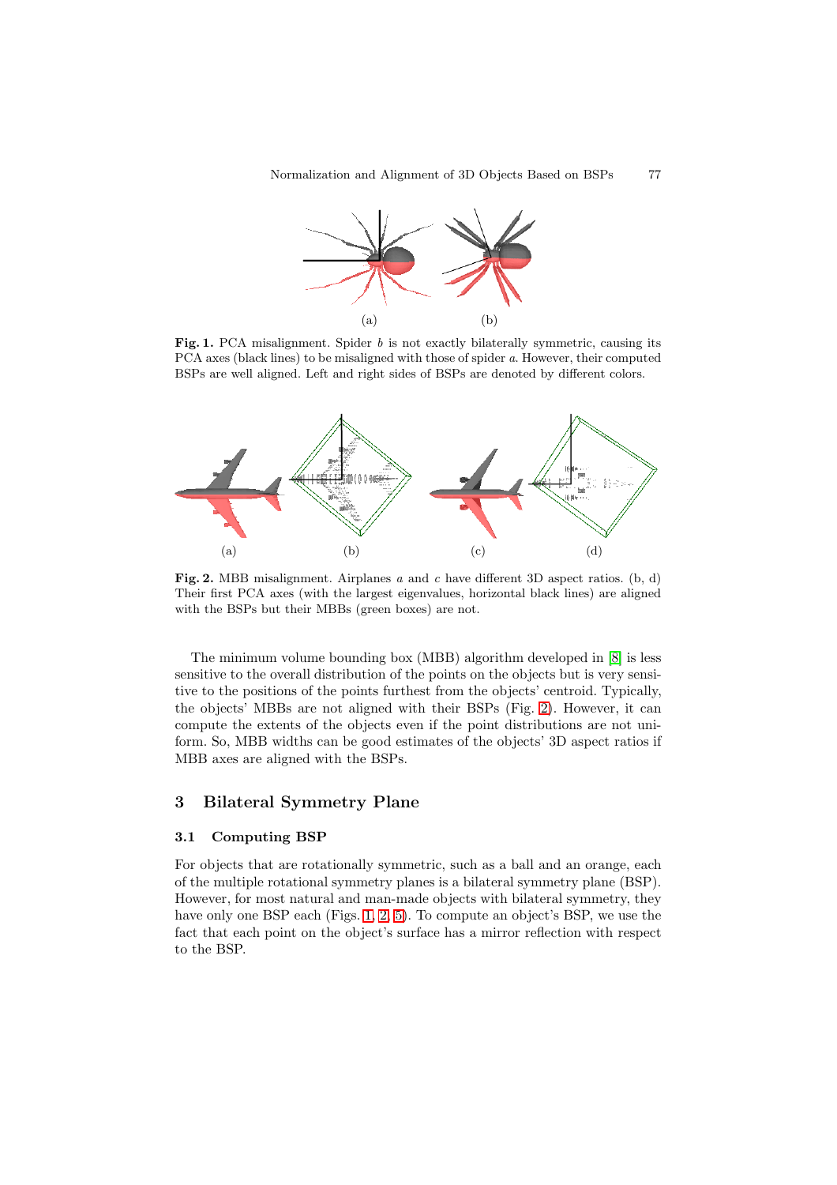**Fig. 1.** PCA misalignment. Spider *b* is not exactly bilaterally symmetric, causing its PCA axes (black lines) to be misaligned with those of spider *a*. However, their computed BSPs are well aligned. Left and right sides of BSPs are denoted by different colors.

**Fig. 2.** MBB misalignment. Airplanes *a* and *c* have different 3D aspect ratios. (b, d) Their first PCA axes (with the largest eigenvalues, horizontal black lines) are aligned with the BSPs but their MBBs (green boxes) are not.

The minimum volume bounding box (MBB) algorithm developed in [8] is less sensitive to the overall distribution of the points on the objects but is very sensitive to the positions of the points furthest from the objects' centroid. Typically, the objects' MBBs are not aligned with their BSPs (Fig. 2). However, it can compute the extents of the objects even if the point distributions are not uniform. So, MBB widths can be good estimates of the objects' 3D aspect ratios if MBB axes are aligned with the BSPs.

## 3 Bilateral Symmetry Plane

### 3.1 Computing BSP

For objects that are rotationally symmetric, such as a ball and an orange, each of the multiple rotational symmetry planes is a bilateral symmetry plane (BSP). However, for most natural and man-made objects with bilateral symmetry, they have only one BSP each (Figs. 1, 2, 5). To compute an object's BSP, we use the fact that each point on the object's surface has a mirror reflection with respect to the BSP.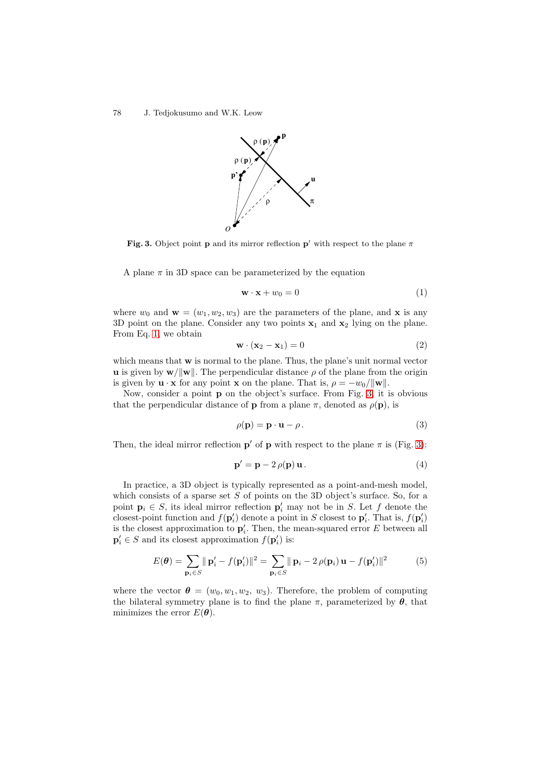ρ (**p**)

**p**

ρ (**p**)

**p'**

**u**

ρ

π

*O*

**Fig. 3.** Object point $\mathbf{p}$ and its mirror reflection $\mathbf{p}'$ with respect to the plane $\pi$

A plane $\pi$ in 3D space can be parameterized by the equation

$$\mathbf{w} \cdot \mathbf{x} + w_0 = 0 \tag{1}$$

where $w_0$ and $\mathbf{w} = (w_1, w_2, w_3)$ are the parameters of the plane, and $\mathbf{x}$ is any 3D point on the plane. Consider any two points $\mathbf{x}_1$ and $\mathbf{x}_2$ lying on the plane. From Eq. 1, we obtain

$$\mathbf{w} \cdot (\mathbf{x}_2 - \mathbf{x}_1) = 0 \tag{2}$$

which means that $\mathbf{w}$ is normal to the plane. Thus, the plane's unit normal vector $\mathbf{u}$ is given by $\mathbf{w}/\|\mathbf{w}\|$. The perpendicular distance $\rho$ of the plane from the origin is given by $\mathbf{u} \cdot \mathbf{x}$ for any point $\mathbf{x}$ on the plane. That is, $\rho = -w_0/\|\mathbf{w}\|$.

Now, consider a point $\mathbf{p}$ on the object's surface. From Fig. 3, it is obvious that the perpendicular distance of $\mathbf{p}$ from a plane $\pi$, denoted as $\rho(\mathbf{p})$, is

$$\rho(\mathbf{p}) = \mathbf{p} \cdot \mathbf{u} - \rho\,. \tag{3}$$

Then, the ideal mirror reflection $\mathbf{p}'$ of $\mathbf{p}$ with respect to the plane $\pi$ is (Fig. 3):

$$\mathbf{p}' = \mathbf{p} - 2\,\rho(\mathbf{p})\,\mathbf{u}\,. \tag{4}$$

In practice, a 3D object is typically represented as a point-and-mesh model, which consists of a sparse set $S$ of points on the 3D object's surface. So, for a point $\mathbf{p}_i \in S$, its ideal mirror reflection $\mathbf{p}'_i$ may not be in $S$. Let $f$ denote the closest-point function and $f(\mathbf{p}'_i)$ denote a point in $S$ closest to $\mathbf{p}'_i$. That is, $f(\mathbf{p}'_i)$ is the closest approximation to $\mathbf{p}'_i$. Then, the mean-squared error $E$ between all $\mathbf{p}'_i \in S$ and its closest approximation $f(\mathbf{p}'_i)$ is:

$$E(\boldsymbol{\theta}) = \sum_{\mathbf{p}_i \in S} \|\, \mathbf{p}'_i - f(\mathbf{p}'_i)\|^2 = \sum_{\mathbf{p}_i \in S} \|\, \mathbf{p}_i - 2\,\rho(\mathbf{p}_i)\,\mathbf{u} - f(\mathbf{p}'_i)\|^2 \tag{5}$$

where the vector $\boldsymbol{\theta} = (w_0, w_1, w_2,\ w_3)$. Therefore, the problem of computing the bilateral symmetry plane is to find the plane $\pi$, parameterized by $\boldsymbol{\theta}$, that minimizes the error $E(\boldsymbol{\theta})$.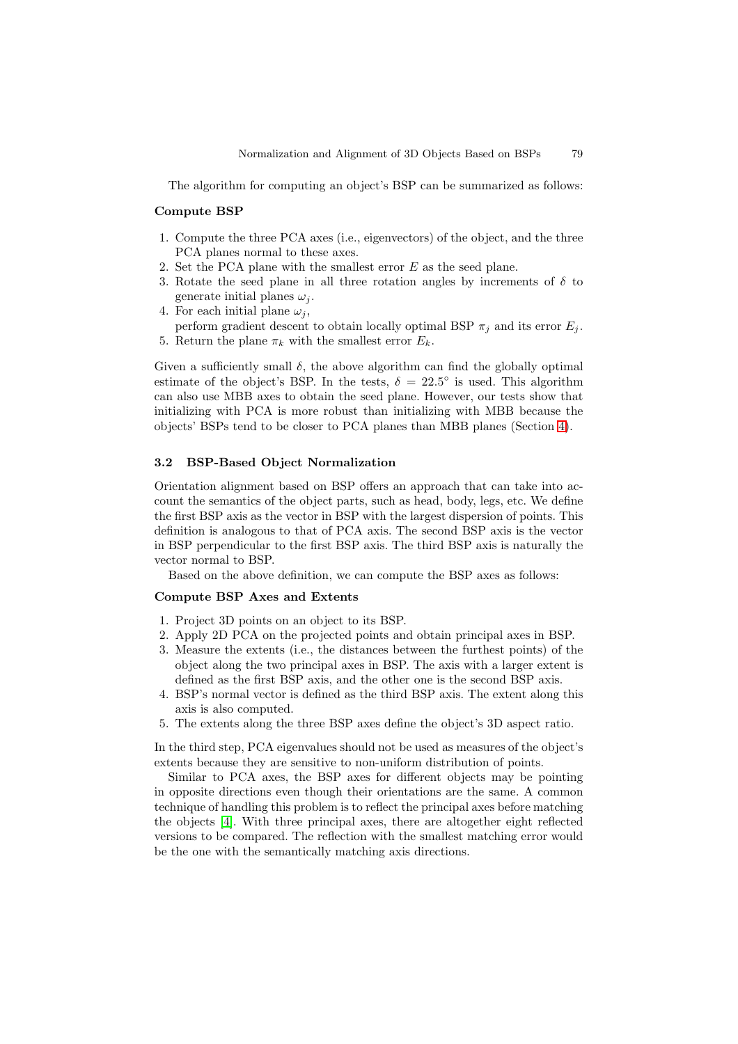The algorithm for computing an object's BSP can be summarized as follows:

**Compute BSP**

1. Compute the three PCA axes (i.e., eigenvectors) of the object, and the three PCA planes normal to these axes.
2. Set the PCA plane with the smallest error $E$ as the seed plane.
3. Rotate the seed plane in all three rotation angles by increments of $\delta$ to generate initial planes $\omega_j$.
4. For each initial plane $\omega_j$,  
   perform gradient descent to obtain locally optimal BSP $\pi_j$ and its error $E_j$.
5. Return the plane $\pi_k$ with the smallest error $E_k$.

Given a sufficiently small $\delta$, the above algorithm can find the globally optimal estimate of the object's BSP. In the tests, $\delta = 22.5°$ is used. This algorithm can also use MBB axes to obtain the seed plane. However, our tests show that initializing with PCA is more robust than initializing with MBB because the objects' BSPs tend to be closer to PCA planes than MBB planes (Section 4).

### 3.2 BSP-Based Object Normalization

Orientation alignment based on BSP offers an approach that can take into account the semantics of the object parts, such as head, body, legs, etc. We define the first BSP axis as the vector in BSP with the largest dispersion of points. This definition is analogous to that of PCA axis. The second BSP axis is the vector in BSP perpendicular to the first BSP axis. The third BSP axis is naturally the vector normal to BSP.

Based on the above definition, we can compute the BSP axes as follows:

**Compute BSP Axes and Extents**

1. Project 3D points on an object to its BSP.
2. Apply 2D PCA on the projected points and obtain principal axes in BSP.
3. Measure the extents (i.e., the distances between the furthest points) of the object along the two principal axes in BSP. The axis with a larger extent is defined as the first BSP axis, and the other one is the second BSP axis.
4. BSP's normal vector is defined as the third BSP axis. The extent along this axis is also computed.
5. The extents along the three BSP axes define the object's 3D aspect ratio.

In the third step, PCA eigenvalues should not be used as measures of the object's extents because they are sensitive to non-uniform distribution of points.

Similar to PCA axes, the BSP axes for different objects may be pointing in opposite directions even though their orientations are the same. A common technique of handling this problem is to reflect the principal axes before matching the objects [4]. With three principal axes, there are altogether eight reflected versions to be compared. The reflection with the smallest matching error would be the one with the semantically matching axis directions.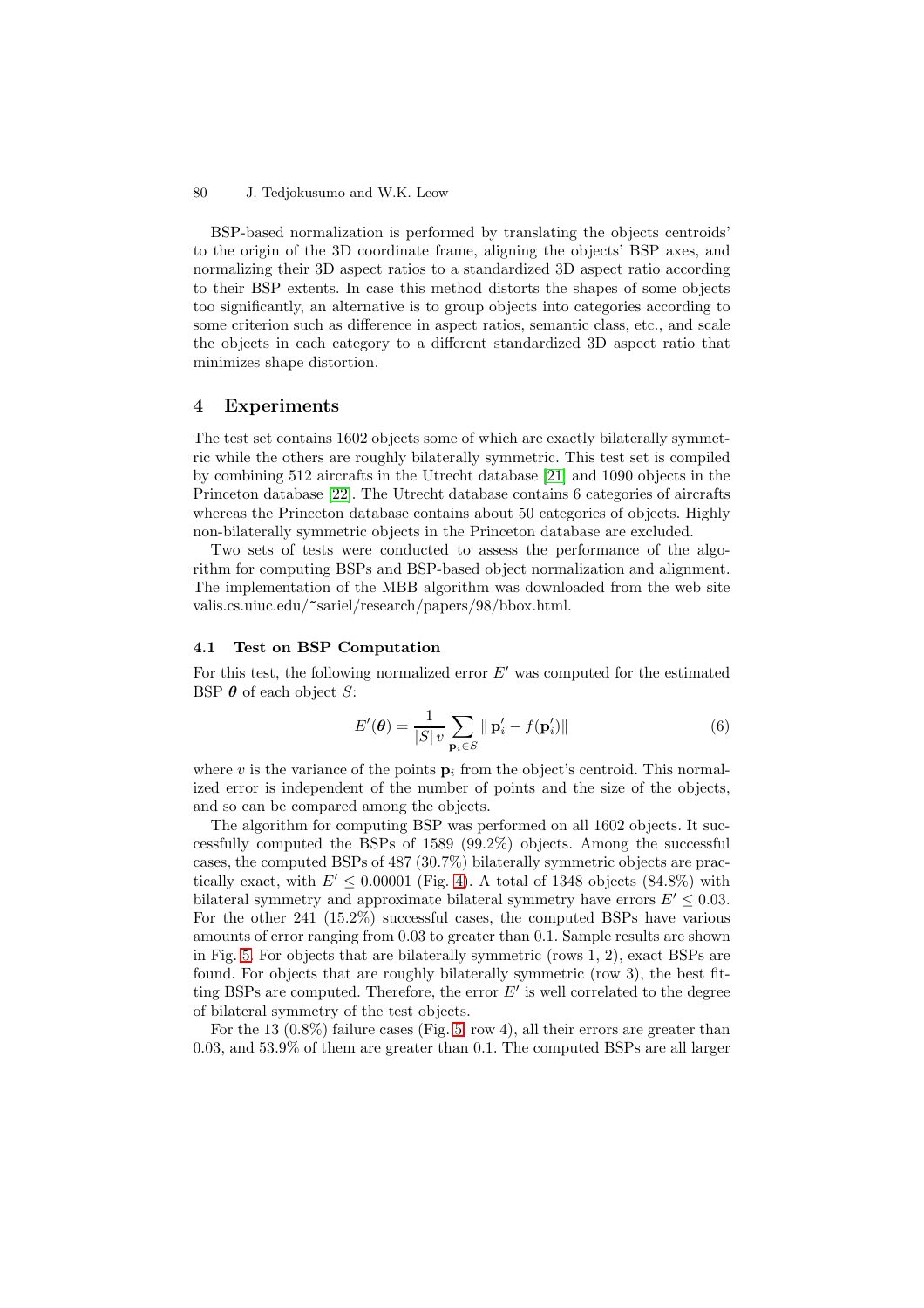BSP-based normalization is performed by translating the objects centroids' to the origin of the 3D coordinate frame, aligning the objects' BSP axes, and normalizing their 3D aspect ratios to a standardized 3D aspect ratio according to their BSP extents. In case this method distorts the shapes of some objects too significantly, an alternative is to group objects into categories according to some criterion such as difference in aspect ratios, semantic class, etc., and scale the objects in each category to a different standardized 3D aspect ratio that minimizes shape distortion.

## 4 Experiments

The test set contains 1602 objects some of which are exactly bilaterally symmetric while the others are roughly bilaterally symmetric. This test set is compiled by combining 512 aircrafts in the Utrecht database [21] and 1090 objects in the Princeton database [22]. The Utrecht database contains 6 categories of aircrafts whereas the Princeton database contains about 50 categories of objects. Highly non-bilaterally symmetric objects in the Princeton database are excluded.

Two sets of tests were conducted to assess the performance of the algorithm for computing BSPs and BSP-based object normalization and alignment. The implementation of the MBB algorithm was downloaded from the web site valis.cs.uiuc.edu/~sariel/research/papers/98/bbox.html.

### 4.1 Test on BSP Computation

For this test, the following normalized error $E'$ was computed for the estimated BSP $\boldsymbol{\theta}$ of each object $S$:

$$E'(\boldsymbol{\theta}) = \frac{1}{|S|\, v} \sum_{\mathbf{p}_i \in S} \| \mathbf{p}'_i - f(\mathbf{p}'_i) \| \tag{6}$$

where $v$ is the variance of the points $\mathbf{p}_i$ from the object's centroid. This normalized error is independent of the number of points and the size of the objects, and so can be compared among the objects.

The algorithm for computing BSP was performed on all 1602 objects. It successfully computed the BSPs of 1589 (99.2%) objects. Among the successful cases, the computed BSPs of 487 (30.7%) bilaterally symmetric objects are practically exact, with $E' \leq 0.00001$ (Fig. 4). A total of 1348 objects (84.8%) with bilateral symmetry and approximate bilateral symmetry have errors $E' \leq 0.03$. For the other 241 (15.2%) successful cases, the computed BSPs have various amounts of error ranging from 0.03 to greater than 0.1. Sample results are shown in Fig. 5. For objects that are bilaterally symmetric (rows 1, 2), exact BSPs are found. For objects that are roughly bilaterally symmetric (row 3), the best fitting BSPs are computed. Therefore, the error $E'$ is well correlated to the degree of bilateral symmetry of the test objects.

For the 13 (0.8%) failure cases (Fig. 5, row 4), all their errors are greater than 0.03, and 53.9% of them are greater than 0.1. The computed BSPs are all larger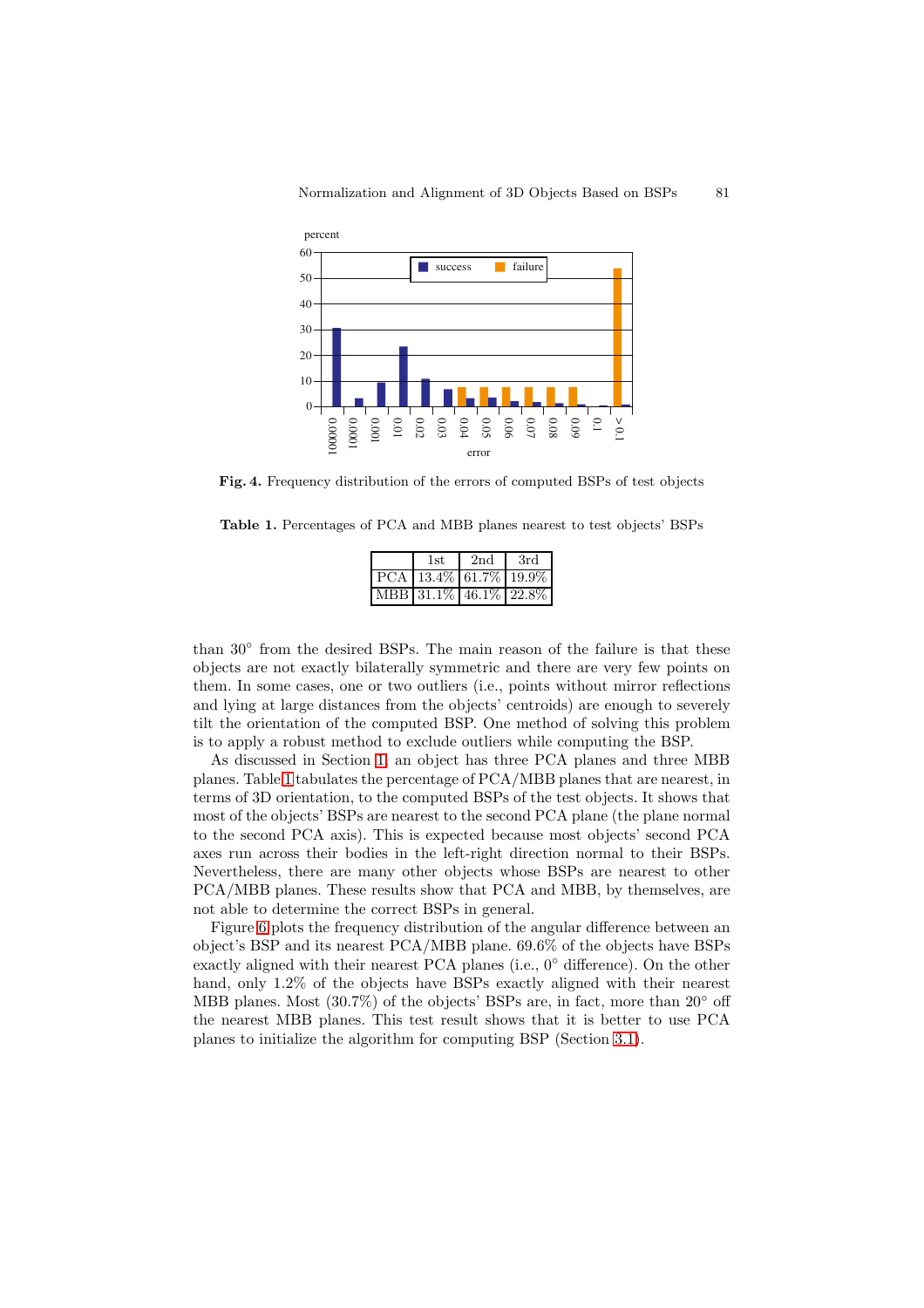percent

60

50

40

30

20

10

0

success failure

0.00001 0.0001 0.001 0.01 0.02 0.03 0.04 0.05 0.06 0.07 0.08 0.09 0.1 > 0.1

error

**Fig. 4.** Frequency distribution of the errors of computed BSPs of test objects

**Table 1.** Percentages of PCA and MBB planes nearest to test objects' BSPs

| | 1st | 2nd | 3rd |
|---|---|---|---|
| PCA | 13.4% | 61.7% | 19.9% |
| MBB | 31.1% | 46.1% | 22.8% |

than 30° from the desired BSPs. The main reason of the failure is that these objects are not exactly bilaterally symmetric and there are very few points on them. In some cases, one or two outliers (i.e., points without mirror reflections and lying at large distances from the objects' centroids) are enough to severely tilt the orientation of the computed BSP. One method of solving this problem is to apply a robust method to exclude outliers while computing the BSP.

As discussed in Section 1, an object has three PCA planes and three MBB planes. Table 1 tabulates the percentage of PCA/MBB planes that are nearest, in terms of 3D orientation, to the computed BSPs of the test objects. It shows that most of the objects' BSPs are nearest to the second PCA plane (the plane normal to the second PCA axis). This is expected because most objects' second PCA axes run across their bodies in the left-right direction normal to their BSPs. Nevertheless, there are many other objects whose BSPs are nearest to other PCA/MBB planes. These results show that PCA and MBB, by themselves, are not able to determine the correct BSPs in general.

Figure 6 plots the frequency distribution of the angular difference between an object's BSP and its nearest PCA/MBB plane. 69.6% of the objects have BSPs exactly aligned with their nearest PCA planes (i.e., 0° difference). On the other hand, only 1.2% of the objects have BSPs exactly aligned with their nearest MBB planes. Most (30.7%) of the objects' BSPs are, in fact, more than 20° off the nearest MBB planes. This test result shows that it is better to use PCA planes to initialize the algorithm for computing BSP (Section 3.1).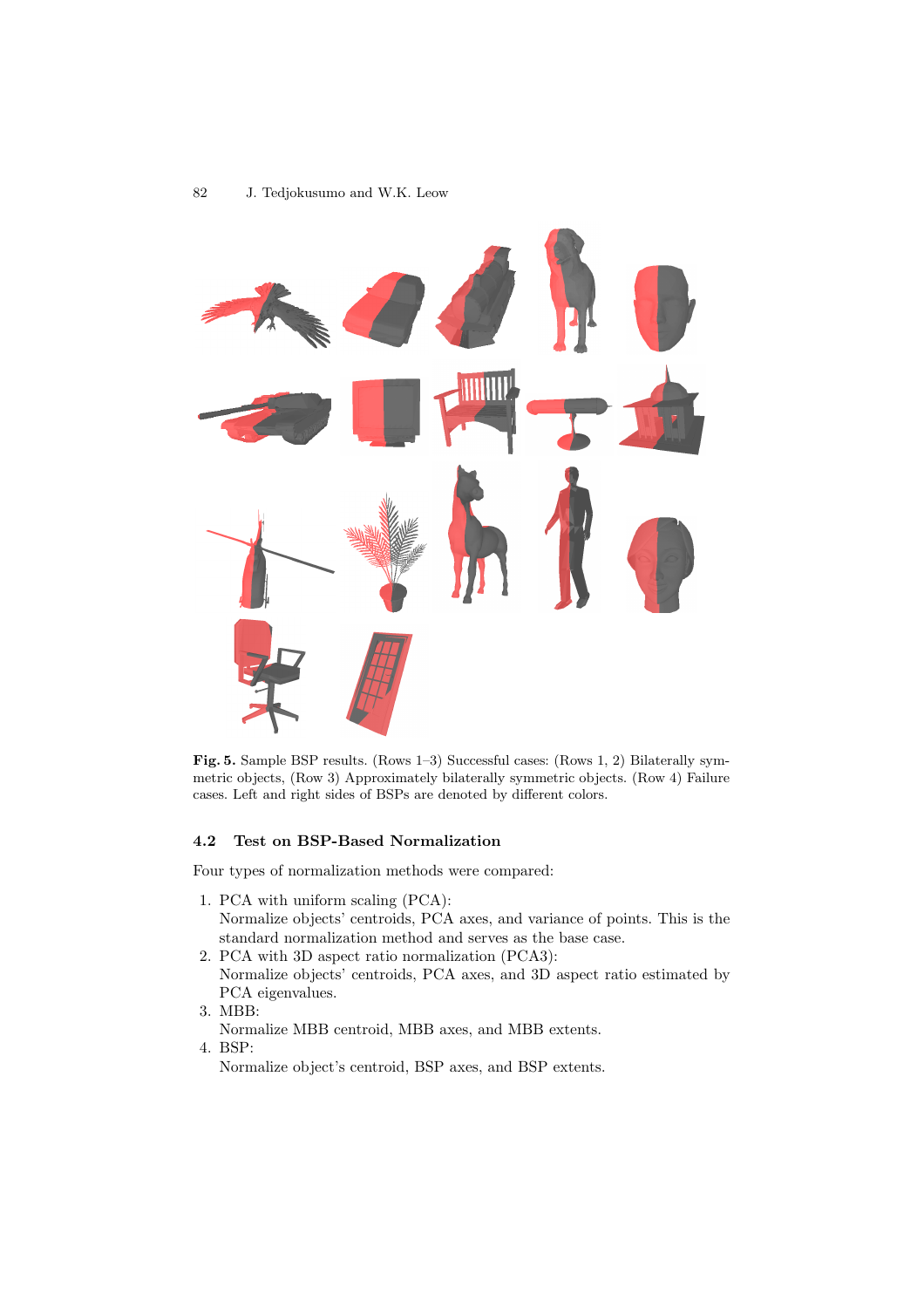**Fig. 5.** Sample BSP results. (Rows 1–3) Successful cases: (Rows 1, 2) Bilaterally symmetric objects, (Row 3) Approximately bilaterally symmetric objects. (Row 4) Failure cases. Left and right sides of BSPs are denoted by different colors.

### 4.2 Test on BSP-Based Normalization

Four types of normalization methods were compared:

1. PCA with uniform scaling (PCA):
   Normalize objects' centroids, PCA axes, and variance of points. This is the standard normalization method and serves as the base case.
2. PCA with 3D aspect ratio normalization (PCA3):
   Normalize objects' centroids, PCA axes, and 3D aspect ratio estimated by PCA eigenvalues.
3. MBB:
   Normalize MBB centroid, MBB axes, and MBB extents.
4. BSP:
   Normalize object's centroid, BSP axes, and BSP extents.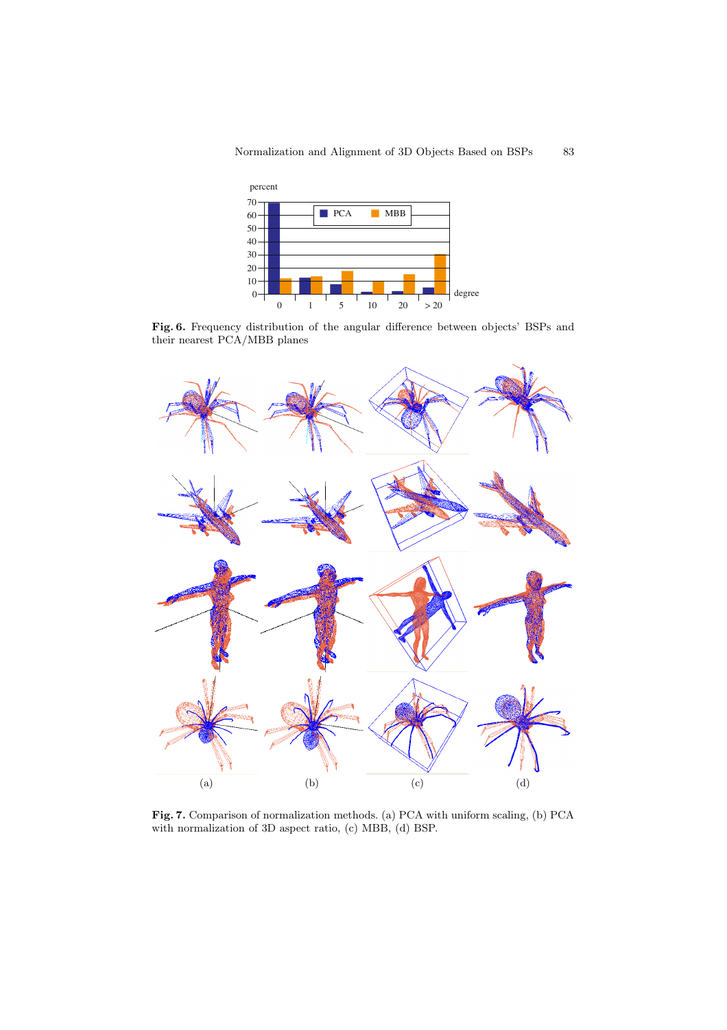percent

70
60
50
40
30
20
10
0

PCA
MBB

0
1
5
10
20
> 20

degree

**Fig. 6.** Frequency distribution of the angular difference between objects' BSPs and their nearest PCA/MBB planes

(a)
(b)
(c)
(d)

**Fig. 7.** Comparison of normalization methods. (a) PCA with uniform scaling, (b) PCA with normalization of 3D aspect ratio, (c) MBB, (d) BSP.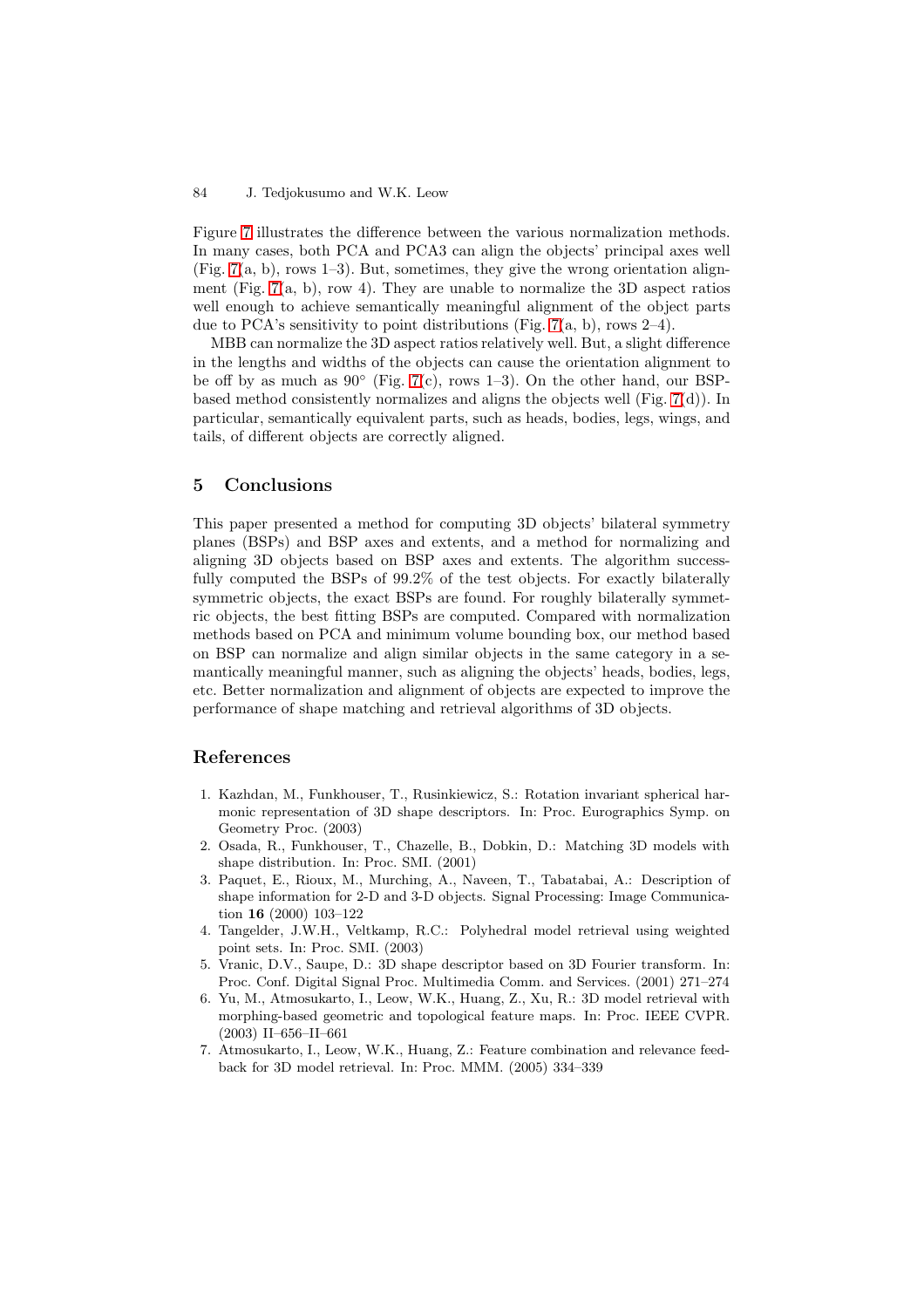Figure 7 illustrates the difference between the various normalization methods. In many cases, both PCA and PCA3 can align the objects' principal axes well (Fig. 7(a, b), rows 1–3). But, sometimes, they give the wrong orientation alignment (Fig. 7(a, b), row 4). They are unable to normalize the 3D aspect ratios well enough to achieve semantically meaningful alignment of the object parts due to PCA's sensitivity to point distributions (Fig. 7(a, b), rows 2–4).

MBB can normalize the 3D aspect ratios relatively well. But, a slight difference in the lengths and widths of the objects can cause the orientation alignment to be off by as much as 90° (Fig. 7(c), rows 1–3). On the other hand, our BSP-based method consistently normalizes and aligns the objects well (Fig. 7(d)). In particular, semantically equivalent parts, such as heads, bodies, legs, wings, and tails, of different objects are correctly aligned.

## 5 Conclusions

This paper presented a method for computing 3D objects' bilateral symmetry planes (BSPs) and BSP axes and extents, and a method for normalizing and aligning 3D objects based on BSP axes and extents. The algorithm successfully computed the BSPs of 99.2% of the test objects. For exactly bilaterally symmetric objects, the exact BSPs are found. For roughly bilaterally symmetric objects, the best fitting BSPs are computed. Compared with normalization methods based on PCA and minimum volume bounding box, our method based on BSP can normalize and align similar objects in the same category in a semantically meaningful manner, such as aligning the objects' heads, bodies, legs, etc. Better normalization and alignment of objects are expected to improve the performance of shape matching and retrieval algorithms of 3D objects.

## References

1. Kazhdan, M., Funkhouser, T., Rusinkiewicz, S.: Rotation invariant spherical harmonic representation of 3D shape descriptors. In: Proc. Eurographics Symp. on Geometry Proc. (2003)
2. Osada, R., Funkhouser, T., Chazelle, B., Dobkin, D.: Matching 3D models with shape distribution. In: Proc. SMI. (2001)
3. Paquet, E., Rioux, M., Murching, A., Naveen, T., Tabatabai, A.: Description of shape information for 2-D and 3-D objects. Signal Processing: Image Communication **16** (2000) 103–122
4. Tangelder, J.W.H., Veltkamp, R.C.: Polyhedral model retrieval using weighted point sets. In: Proc. SMI. (2003)
5. Vranic, D.V., Saupe, D.: 3D shape descriptor based on 3D Fourier transform. In: Proc. Conf. Digital Signal Proc. Multimedia Comm. and Services. (2001) 271–274
6. Yu, M., Atmosukarto, I., Leow, W.K., Huang, Z., Xu, R.: 3D model retrieval with morphing-based geometric and topological feature maps. In: Proc. IEEE CVPR. (2003) II–656–II–661
7. Atmosukarto, I., Leow, W.K., Huang, Z.: Feature combination and relevance feedback for 3D model retrieval. In: Proc. MMM. (2005) 334–339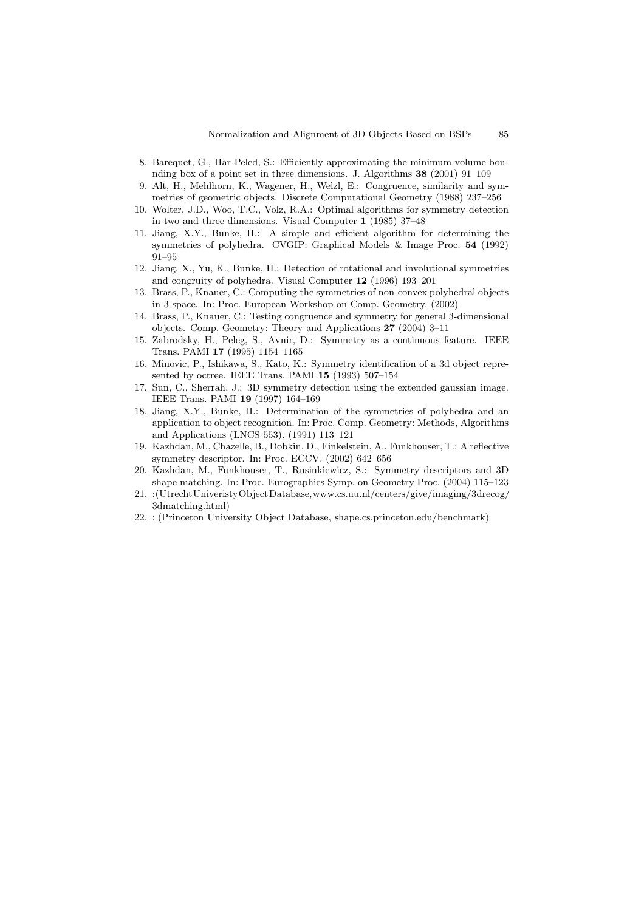8. Barequet, G., Har-Peled, S.: Efficiently approximating the minimum-volume bounding box of a point set in three dimensions. J. Algorithms **38** (2001) 91–109
9. Alt, H., Mehlhorn, K., Wagener, H., Welzl, E.: Congruence, similarity and symmetries of geometric objects. Discrete Computational Geometry (1988) 237–256
10. Wolter, J.D., Woo, T.C., Volz, R.A.: Optimal algorithms for symmetry detection in two and three dimensions. Visual Computer **1** (1985) 37–48
11. Jiang, X.Y., Bunke, H.: A simple and efficient algorithm for determining the symmetries of polyhedra. CVGIP: Graphical Models & Image Proc. **54** (1992) 91–95
12. Jiang, X., Yu, K., Bunke, H.: Detection of rotational and involutional symmetries and congruity of polyhedra. Visual Computer **12** (1996) 193–201
13. Brass, P., Knauer, C.: Computing the symmetries of non-convex polyhedral objects in 3-space. In: Proc. European Workshop on Comp. Geometry. (2002)
14. Brass, P., Knauer, C.: Testing congruence and symmetry for general 3-dimensional objects. Comp. Geometry: Theory and Applications **27** (2004) 3–11
15. Zabrodsky, H., Peleg, S., Avnir, D.: Symmetry as a continuous feature. IEEE Trans. PAMI **17** (1995) 1154–1165
16. Minovic, P., Ishikawa, S., Kato, K.: Symmetry identification of a 3d object represented by octree. IEEE Trans. PAMI **15** (1993) 507–154
17. Sun, C., Sherrah, J.: 3D symmetry detection using the extended gaussian image. IEEE Trans. PAMI **19** (1997) 164–169
18. Jiang, X.Y., Bunke, H.: Determination of the symmetries of polyhedra and an application to object recognition. In: Proc. Comp. Geometry: Methods, Algorithms and Applications (LNCS 553). (1991) 113–121
19. Kazhdan, M., Chazelle, B., Dobkin, D., Finkelstein, A., Funkhouser, T.: A reflective symmetry descriptor. In: Proc. ECCV. (2002) 642–656
20. Kazhdan, M., Funkhouser, T., Rusinkiewicz, S.: Symmetry descriptors and 3D shape matching. In: Proc. Eurographics Symp. on Geometry Proc. (2004) 115–123
21. :(Utrecht Univeristy Object Database, www.cs.uu.nl/centers/give/imaging/3drecog/3dmatching.html)
22. : (Princeton University Object Database, shape.cs.princeton.edu/benchmark)